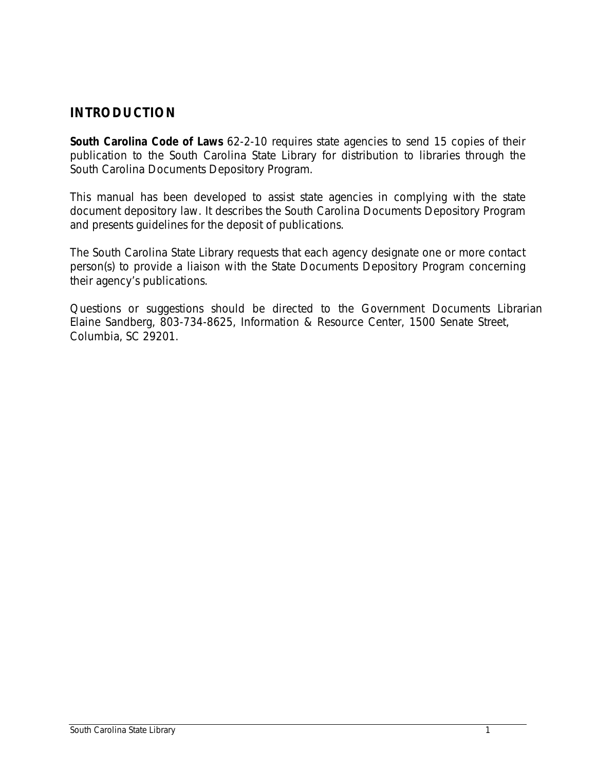## INTRODUCTION

**South Carolina Code of Laws** 62-2-10 requires state agencies to send 15 copies of their publication to the South Carolina State Library for distribution to libraries through the South Carolina Documents Depository Program.

This manual has been developed to assist state agencies in complying with the state document depository law. It describes the South Carolina Documents Depository Program and presents guidelines for the deposit of publications.

The South Carolina State Library requests that each agency designate one or more contact person(s) to provide a liaison with the State Documents Depository Program concerning their agency's publications.

Questions or suggestions should be directed to the Government Documents Librarian Elaine Sandberg, 803-734-8625, Information & Resource Center, 1500 Senate Street, Columbia, SC 29201.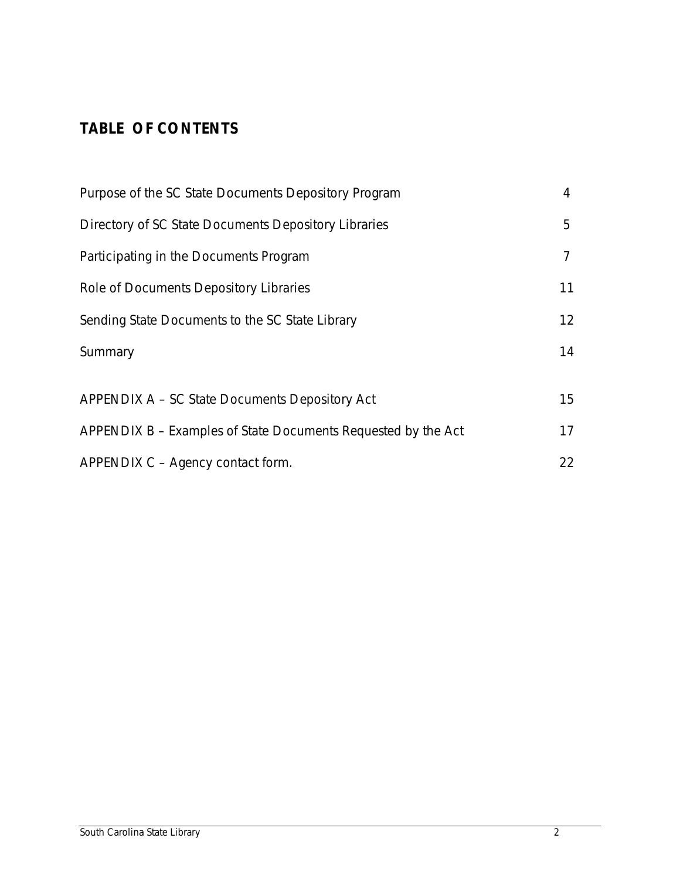## TABLE OF CONTENTS

| | |
|---|---|
| Purpose of the SC State Documents Depository Program | 4 |
| Directory of SC State Documents Depository Libraries | 5 |
| Participating in the Documents Program | 7 |
| Role of Documents Depository Libraries | 11 |
| Sending State Documents to the SC State Library | 12 |
| Summary | 14 |
| APPENDIX A – SC State Documents Depository Act | 15 |
| APPENDIX B – Examples of State Documents Requested by the Act | 17 |
| APPENDIX C – Agency contact form. | 22 |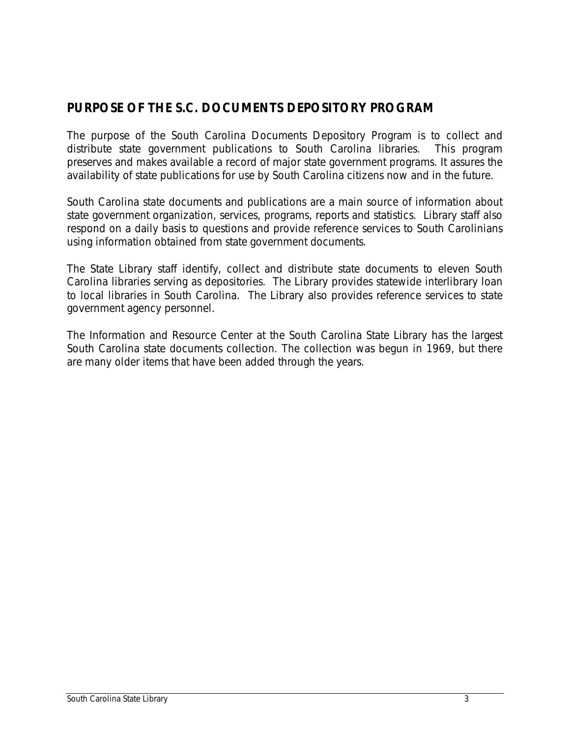## PURPOSE OF THE S.C. DOCUMENTS DEPOSITORY PROGRAM

The purpose of the South Carolina Documents Depository Program is to collect and distribute state government publications to South Carolina libraries. This program preserves and makes available a record of major state government programs. It assures the availability of state publications for use by South Carolina citizens now and in the future.

South Carolina state documents and publications are a main source of information about state government organization, services, programs, reports and statistics. Library staff also respond on a daily basis to questions and provide reference services to South Carolinians using information obtained from state government documents.

The State Library staff identify, collect and distribute state documents to eleven South Carolina libraries serving as depositories. The Library provides statewide interlibrary loan to local libraries in South Carolina. The Library also provides reference services to state government agency personnel.

The Information and Resource Center at the South Carolina State Library has the largest South Carolina state documents collection. The collection was begun in 1969, but there are many older items that have been added through the years.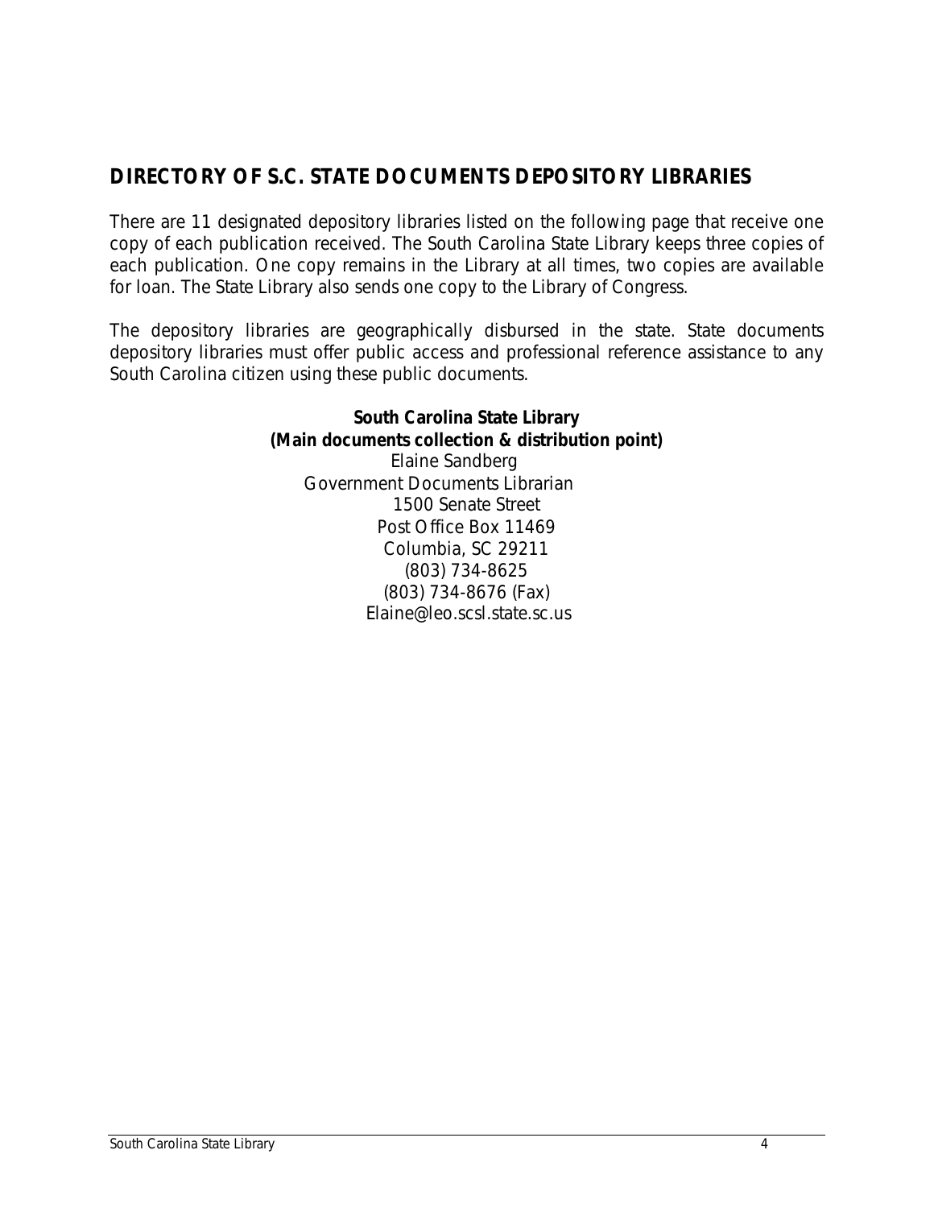## DIRECTORY OF S.C. STATE DOCUMENTS DEPOSITORY LIBRARIES

There are 11 designated depository libraries listed on the following page that receive one copy of each publication received. The South Carolina State Library keeps three copies of each publication. One copy remains in the Library at all times, two copies are available for loan. The State Library also sends one copy to the Library of Congress.

The depository libraries are geographically disbursed in the state. State documents depository libraries must offer public access and professional reference assistance to any South Carolina citizen using these public documents.

**South Carolina State Library**
**(Main documents collection & distribution point)**
Elaine Sandberg
Government Documents Librarian
1500 Senate Street
Post Office Box 11469
Columbia, SC 29211
(803) 734-8625
(803) 734-8676 (Fax)
Elaine@leo.scsl.state.sc.us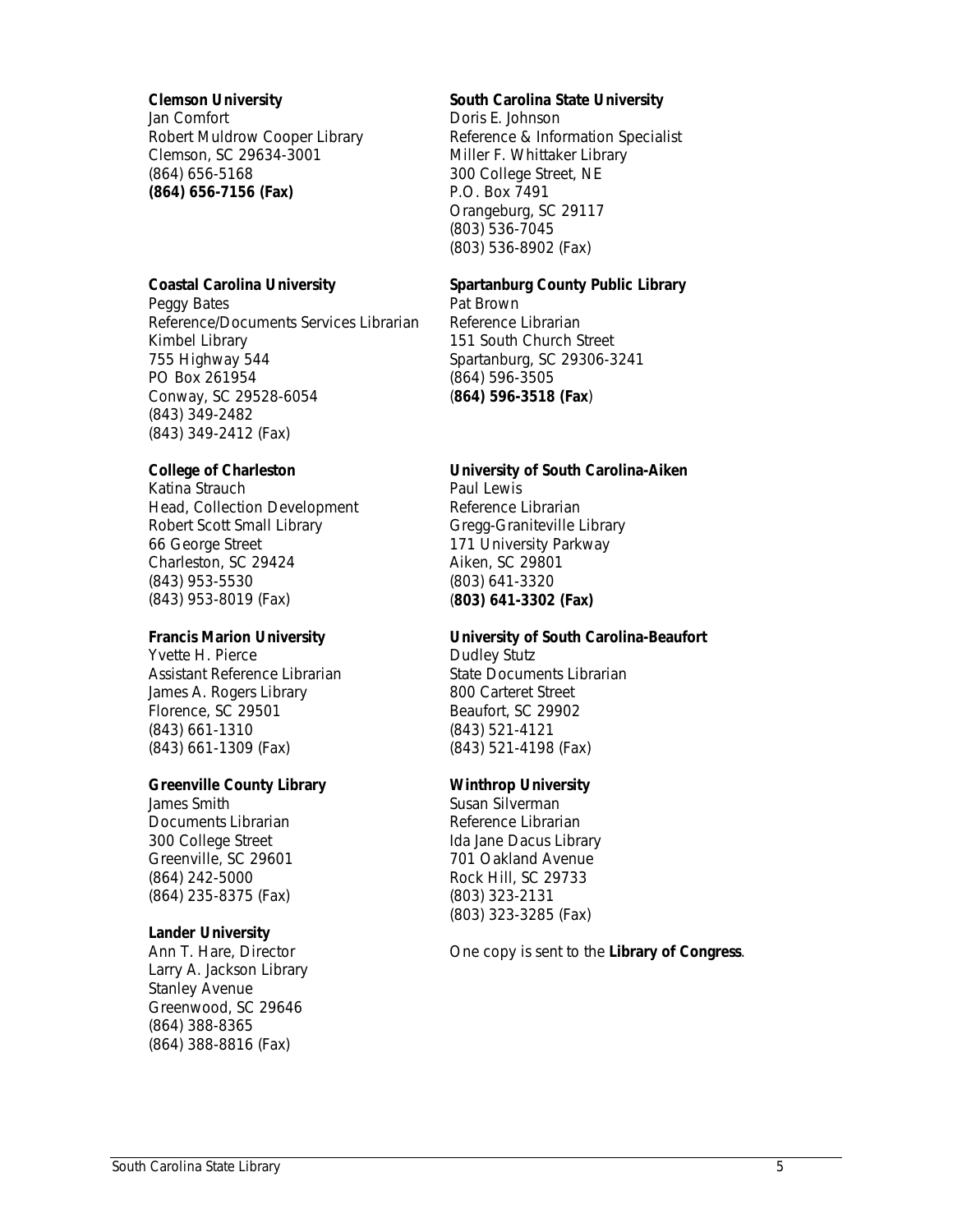**Clemson University**
Jan Comfort
Robert Muldrow Cooper Library
Clemson, SC 29634-3001
(864) 656-5168
**(864) 656-7156 (Fax)**

**Coastal Carolina University**
Peggy Bates
Reference/Documents Services Librarian
Kimbel Library
755 Highway 544
PO Box 261954
Conway, SC 29528-6054
(843) 349-2482
(843) 349-2412 (Fax)

**College of Charleston**
Katina Strauch
Head, Collection Development
Robert Scott Small Library
66 George Street
Charleston, SC 29424
(843) 953-5530
(843) 953-8019 (Fax)

**Francis Marion University**
Yvette H. Pierce
Assistant Reference Librarian
James A. Rogers Library
Florence, SC 29501
(843) 661-1310
(843) 661-1309 (Fax)

**Greenville County Library**
James Smith
Documents Librarian
300 College Street
Greenville, SC 29601
(864) 242-5000
(864) 235-8375 (Fax)

**Lander University**
Ann T. Hare, Director
Larry A. Jackson Library
Stanley Avenue
Greenwood, SC 29646
(864) 388-8365
(864) 388-8816 (Fax)

**South Carolina State University**
Doris E. Johnson
Reference & Information Specialist
Miller F. Whittaker Library
300 College Street, NE
P.O. Box 7491
Orangeburg, SC 29117
(803) 536-7045
(803) 536-8902 (Fax)

**Spartanburg County Public Library**
Pat Brown
Reference Librarian
151 South Church Street
Spartanburg, SC 29306-3241
(864) 596-3505
(**864) 596-3518 (Fax**)

**University of South Carolina-Aiken**
Paul Lewis
Reference Librarian
Gregg-Graniteville Library
171 University Parkway
Aiken, SC 29801
(803) 641-3320
(**803) 641-3302 (Fax)**

**University of South Carolina-Beaufort**
Dudley Stutz
State Documents Librarian
800 Carteret Street
Beaufort, SC 29902
(843) 521-4121
(843) 521-4198 (Fax)

**Winthrop University**
Susan Silverman
Reference Librarian
Ida Jane Dacus Library
701 Oakland Avenue
Rock Hill, SC 29733
(803) 323-2131
(803) 323-3285 (Fax)

One copy is sent to the **Library of Congress**.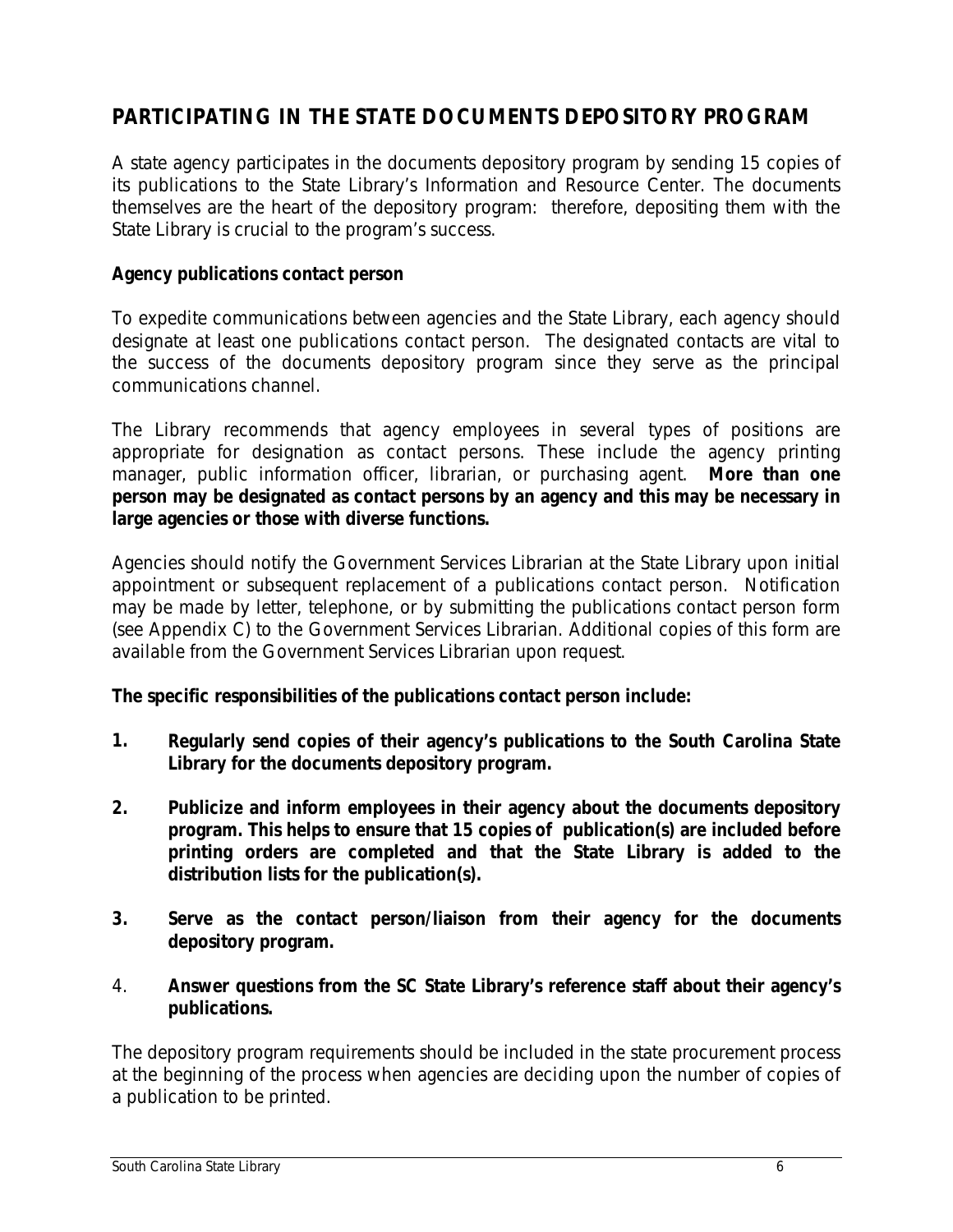## PARTICIPATING IN THE STATE DOCUMENTS DEPOSITORY PROGRAM

A state agency participates in the documents depository program by sending 15 copies of its publications to the State Library's Information and Resource Center. The documents themselves are the heart of the depository program: therefore, depositing them with the State Library is crucial to the program's success.

**Agency publications contact person**

To expedite communications between agencies and the State Library, each agency should designate at least one publications contact person. The designated contacts are vital to the success of the documents depository program since they serve as the principal communications channel.

The Library recommends that agency employees in several types of positions are appropriate for designation as contact persons. These include the agency printing manager, public information officer, librarian, or purchasing agent. **More than one person may be designated as contact persons by an agency and this may be necessary in large agencies or those with diverse functions.**

Agencies should notify the Government Services Librarian at the State Library upon initial appointment or subsequent replacement of a publications contact person. Notification may be made by letter, telephone, or by submitting the publications contact person form (see Appendix C) to the Government Services Librarian. Additional copies of this form are available from the Government Services Librarian upon request.

**The specific responsibilities of the publications contact person include:**

1. **Regularly send copies of their agency's publications to the South Carolina State Library for the documents depository program.**

2. **Publicize and inform employees in their agency about the documents depository program. This helps to ensure that 15 copies of publication(s) are included before printing orders are completed and that the State Library is added to the distribution lists for the publication(s).**

3. **Serve as the contact person/liaison from their agency for the documents depository program.**

4. **Answer questions from the SC State Library's reference staff about their agency's publications.**

The depository program requirements should be included in the state procurement process at the beginning of the process when agencies are deciding upon the number of copies of a publication to be printed.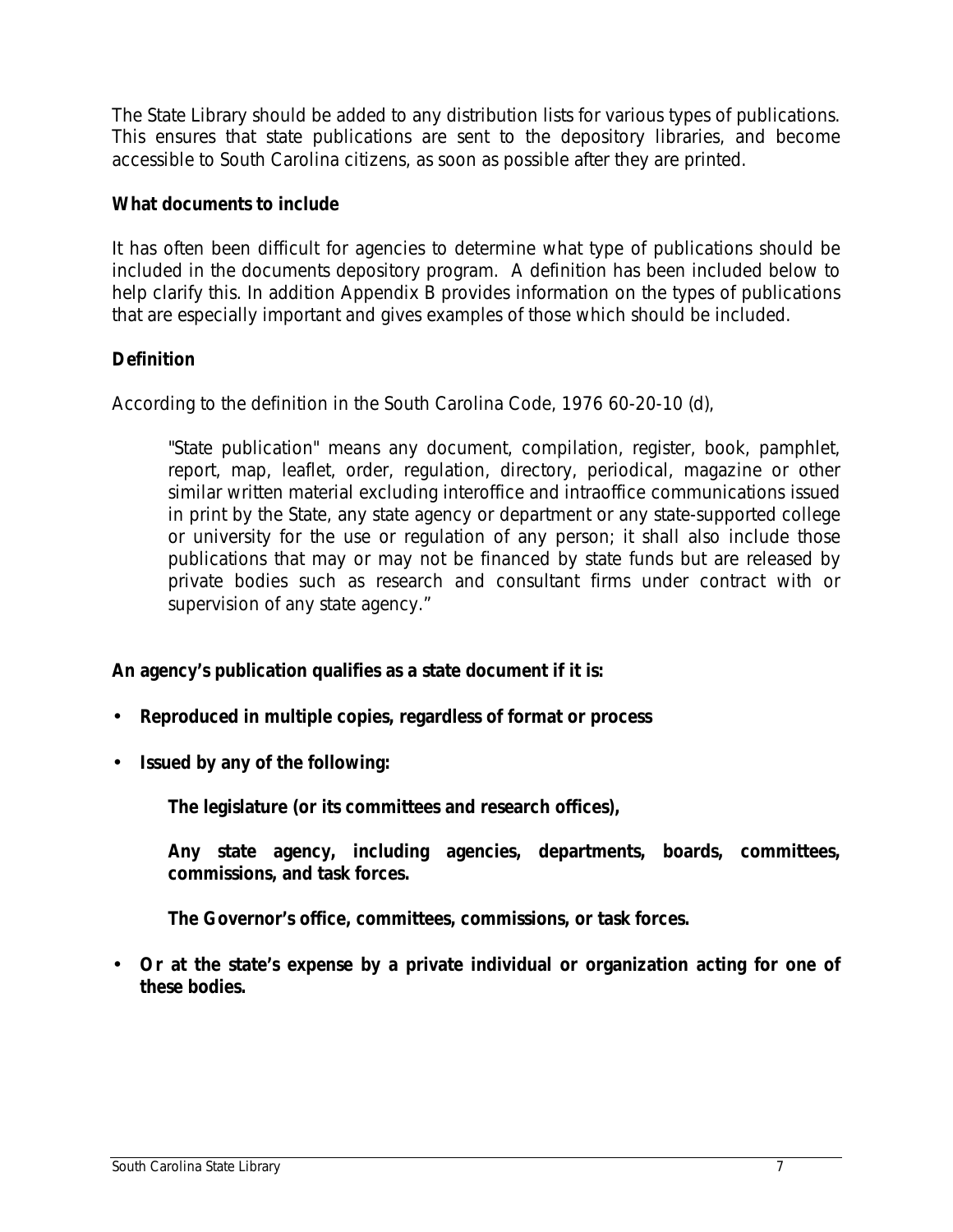The State Library should be added to any distribution lists for various types of publications. This ensures that state publications are sent to the depository libraries, and become accessible to South Carolina citizens, as soon as possible after they are printed.

**What documents to include**

It has often been difficult for agencies to determine what type of publications should be included in the documents depository program. A definition has been included below to help clarify this. In addition Appendix B provides information on the types of publications that are especially important and gives examples of those which should be included.

**Definition**

According to the definition in the South Carolina Code, 1976 60-20-10 (d),

> "State publication" means any document, compilation, register, book, pamphlet, report, map, leaflet, order, regulation, directory, periodical, magazine or other similar written material excluding interoffice and intraoffice communications issued in print by the State, any state agency or department or any state-supported college or university for the use or regulation of any person; it shall also include those publications that may or may not be financed by state funds but are released by private bodies such as research and consultant firms under contract with or supervision of any state agency."

**An agency's publication qualifies as a state document if it is:**

- **Reproduced in multiple copies, regardless of format or process**
- **Issued by any of the following:**

  **The legislature (or its committees and research offices),**

  **Any state agency, including agencies, departments, boards, committees, commissions, and task forces.**

  **The Governor's office, committees, commissions, or task forces.**

- **Or at the state's expense by a private individual or organization acting for one of these bodies.**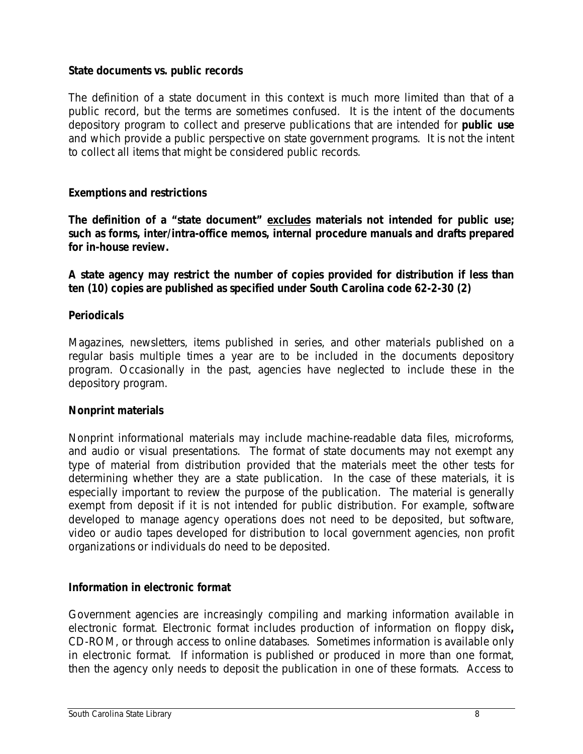**State documents vs. public records**

The definition of a state document in this context is much more limited than that of a public record, but the terms are sometimes confused. It is the intent of the documents depository program to collect and preserve publications that are intended for **public use** and which provide a public perspective on state government programs. It is not the intent to collect all items that might be considered public records.

**Exemptions and restrictions**

**The definition of a "state document" <u>excludes</u> materials not intended for public use; such as forms, inter/intra-office memos, internal procedure manuals and drafts prepared for in-house review.**

**A state agency may restrict the number of copies provided for distribution if less than ten (10) copies are published as specified under South Carolina code 62-2-30 (2)**

**Periodicals**

Magazines, newsletters, items published in series, and other materials published on a regular basis multiple times a year are to be included in the documents depository program. Occasionally in the past, agencies have neglected to include these in the depository program.

**Nonprint materials**

Nonprint informational materials may include machine-readable data files, microforms, and audio or visual presentations. The format of state documents may not exempt any type of material from distribution provided that the materials meet the other tests for determining whether they are a state publication. In the case of these materials, it is especially important to review the purpose of the publication. The material is generally exempt from deposit if it is not intended for public distribution. For example, software developed to manage agency operations does not need to be deposited, but software, video or audio tapes developed for distribution to local government agencies, non profit organizations or individuals do need to be deposited.

**Information in electronic format**

Government agencies are increasingly compiling and marking information available in electronic format. Electronic format includes production of information on floppy disk**,** CD-ROM, or through access to online databases. Sometimes information is available only in electronic format. If information is published or produced in more than one format, then the agency only needs to deposit the publication in one of these formats. Access to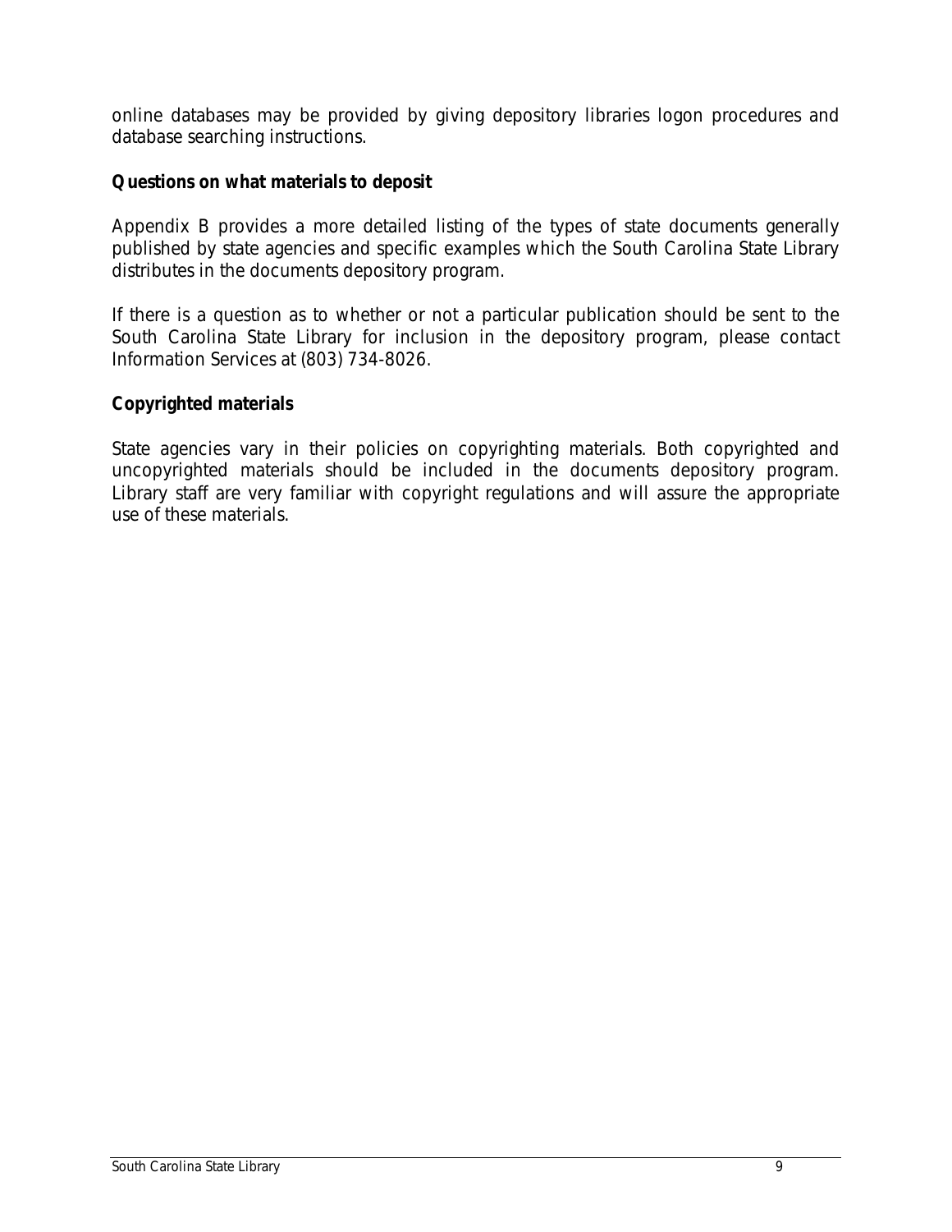online databases may be provided by giving depository libraries logon procedures and database searching instructions.

**Questions on what materials to deposit**

Appendix B provides a more detailed listing of the types of state documents generally published by state agencies and specific examples which the South Carolina State Library distributes in the documents depository program.

If there is a question as to whether or not a particular publication should be sent to the South Carolina State Library for inclusion in the depository program, please contact Information Services at (803) 734-8026.

**Copyrighted materials**

State agencies vary in their policies on copyrighting materials. Both copyrighted and uncopyrighted materials should be included in the documents depository program. Library staff are very familiar with copyright regulations and will assure the appropriate use of these materials.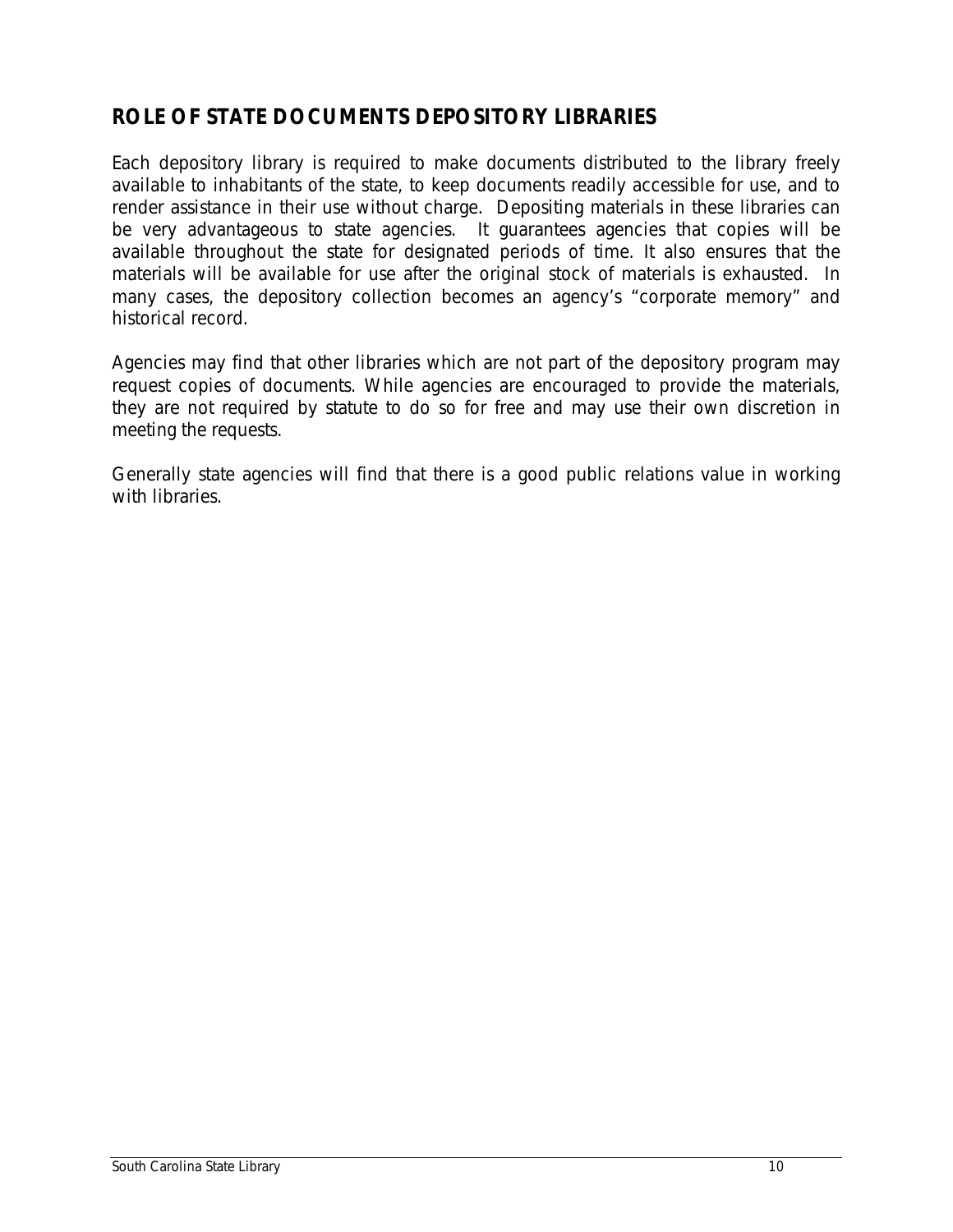## ROLE OF STATE DOCUMENTS DEPOSITORY LIBRARIES

Each depository library is required to make documents distributed to the library freely available to inhabitants of the state, to keep documents readily accessible for use, and to render assistance in their use without charge. Depositing materials in these libraries can be very advantageous to state agencies. It guarantees agencies that copies will be available throughout the state for designated periods of time. It also ensures that the materials will be available for use after the original stock of materials is exhausted. In many cases, the depository collection becomes an agency's "corporate memory" and historical record.

Agencies may find that other libraries which are not part of the depository program may request copies of documents. While agencies are encouraged to provide the materials, they are not required by statute to do so for free and may use their own discretion in meeting the requests.

Generally state agencies will find that there is a good public relations value in working with libraries.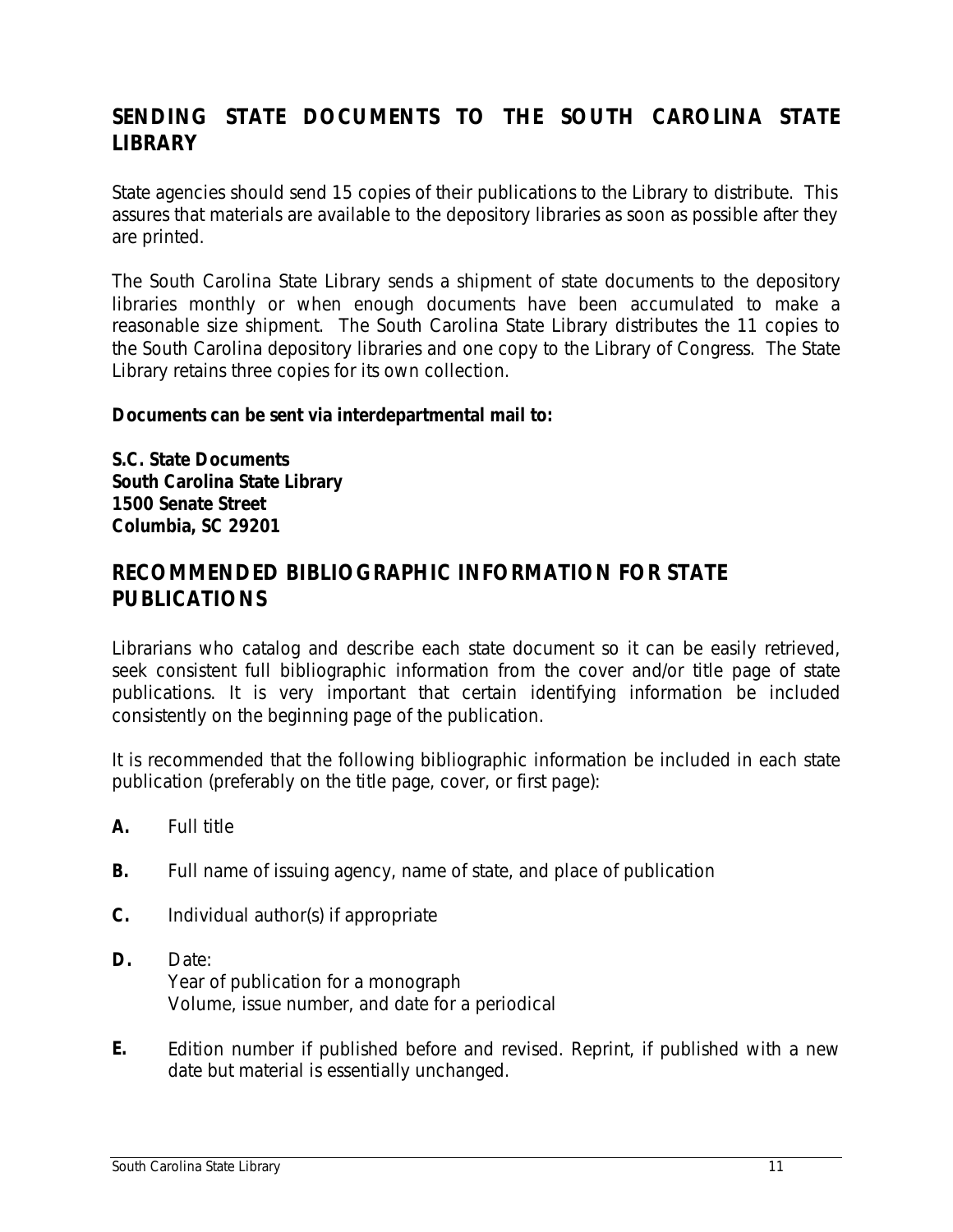## SENDING STATE DOCUMENTS TO THE SOUTH CAROLINA STATE LIBRARY

State agencies should send 15 copies of their publications to the Library to distribute. This assures that materials are available to the depository libraries as soon as possible after they are printed.

The South Carolina State Library sends a shipment of state documents to the depository libraries monthly or when enough documents have been accumulated to make a reasonable size shipment. The South Carolina State Library distributes the 11 copies to the South Carolina depository libraries and one copy to the Library of Congress. The State Library retains three copies for its own collection.

**Documents can be sent via interdepartmental mail to:**

**S.C. State Documents**
**South Carolina State Library**
**1500 Senate Street**
**Columbia, SC 29201**

## RECOMMENDED BIBLIOGRAPHIC INFORMATION FOR STATE PUBLICATIONS

Librarians who catalog and describe each state document so it can be easily retrieved, seek consistent full bibliographic information from the cover and/or title page of state publications. It is very important that certain identifying information be included consistently on the beginning page of the publication.

It is recommended that the following bibliographic information be included in each state publication (preferably on the title page, cover, or first page):

**A.** Full title

**B.** Full name of issuing agency, name of state, and place of publication

**C.** Individual author(s) if appropriate

**D.** Date:
Year of publication for a monograph
Volume, issue number, and date for a periodical

**E.** Edition number if published before and revised. Reprint, if published with a new date but material is essentially unchanged.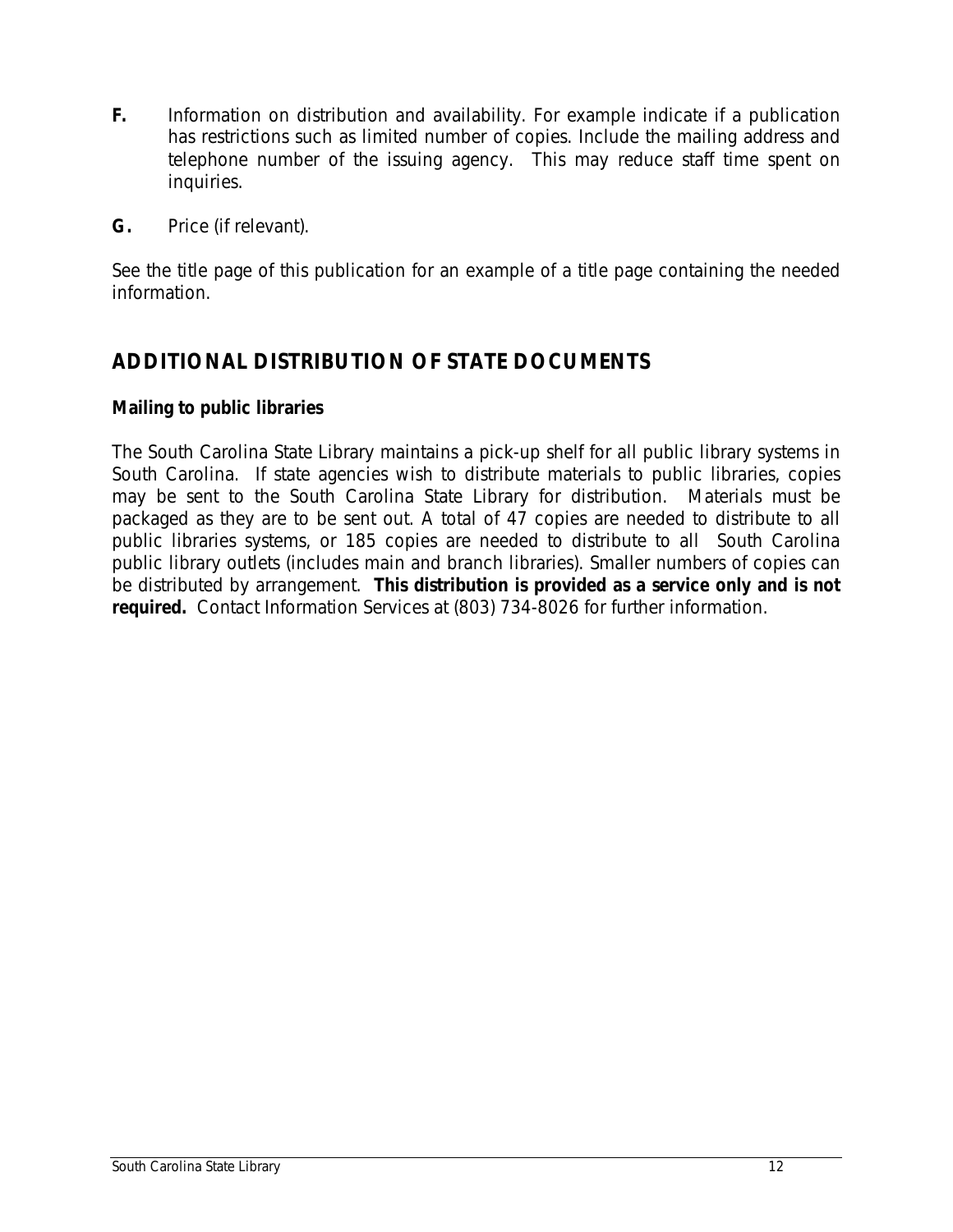**F.** Information on distribution and availability. For example indicate if a publication has restrictions such as limited number of copies. Include the mailing address and telephone number of the issuing agency. This may reduce staff time spent on inquiries.

**G.** Price (if relevant).

See the title page of this publication for an example of a title page containing the needed information.

## ADDITIONAL DISTRIBUTION OF STATE DOCUMENTS

**Mailing to public libraries**

The South Carolina State Library maintains a pick-up shelf for all public library systems in South Carolina. If state agencies wish to distribute materials to public libraries, copies may be sent to the South Carolina State Library for distribution. Materials must be packaged as they are to be sent out. A total of 47 copies are needed to distribute to all public libraries systems, or 185 copies are needed to distribute to all South Carolina public library outlets (includes main and branch libraries). Smaller numbers of copies can be distributed by arrangement. **This distribution is provided as a service only and is not required.** Contact Information Services at (803) 734-8026 for further information.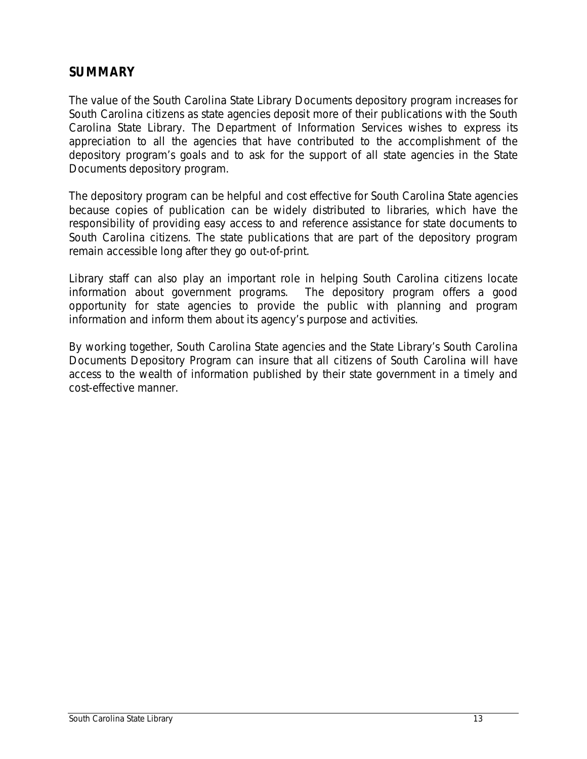## SUMMARY

The value of the South Carolina State Library Documents depository program increases for South Carolina citizens as state agencies deposit more of their publications with the South Carolina State Library. The Department of Information Services wishes to express its appreciation to all the agencies that have contributed to the accomplishment of the depository program's goals and to ask for the support of all state agencies in the State Documents depository program.

The depository program can be helpful and cost effective for South Carolina State agencies because copies of publication can be widely distributed to libraries, which have the responsibility of providing easy access to and reference assistance for state documents to South Carolina citizens. The state publications that are part of the depository program remain accessible long after they go out-of-print.

Library staff can also play an important role in helping South Carolina citizens locate information about government programs. The depository program offers a good opportunity for state agencies to provide the public with planning and program information and inform them about its agency's purpose and activities.

By working together, South Carolina State agencies and the State Library's South Carolina Documents Depository Program can insure that all citizens of South Carolina will have access to the wealth of information published by their state government in a timely and cost-effective manner.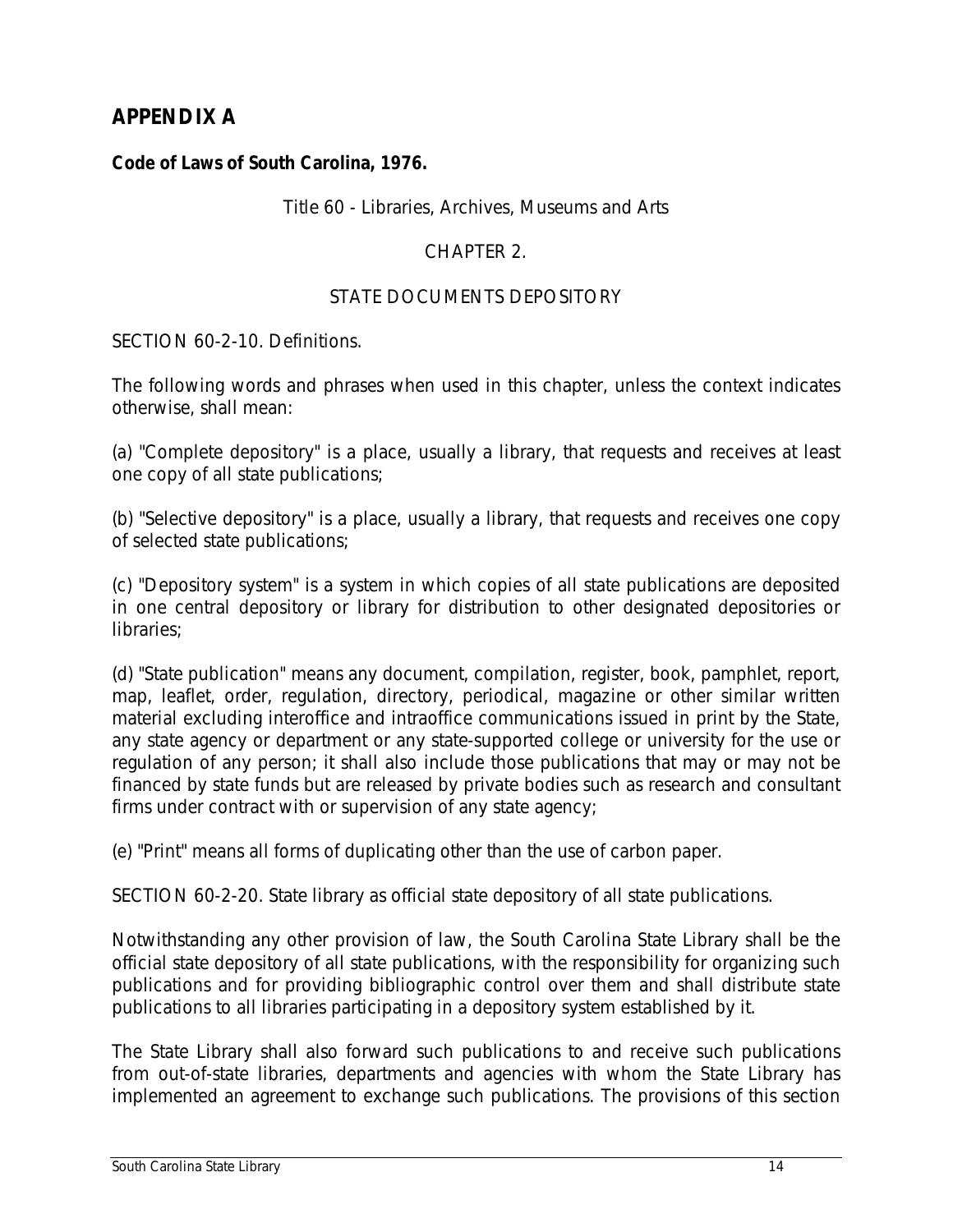## APPENDIX A

**Code of Laws of South Carolina, 1976.**

Title 60 - Libraries, Archives, Museums and Arts

CHAPTER 2.

STATE DOCUMENTS DEPOSITORY

SECTION 60-2-10. Definitions.

The following words and phrases when used in this chapter, unless the context indicates otherwise, shall mean:

(a) "Complete depository" is a place, usually a library, that requests and receives at least one copy of all state publications;

(b) "Selective depository" is a place, usually a library, that requests and receives one copy of selected state publications;

(c) "Depository system" is a system in which copies of all state publications are deposited in one central depository or library for distribution to other designated depositories or libraries;

(d) "State publication" means any document, compilation, register, book, pamphlet, report, map, leaflet, order, regulation, directory, periodical, magazine or other similar written material excluding interoffice and intraoffice communications issued in print by the State, any state agency or department or any state-supported college or university for the use or regulation of any person; it shall also include those publications that may or may not be financed by state funds but are released by private bodies such as research and consultant firms under contract with or supervision of any state agency;

(e) "Print" means all forms of duplicating other than the use of carbon paper.

SECTION 60-2-20. State library as official state depository of all state publications.

Notwithstanding any other provision of law, the South Carolina State Library shall be the official state depository of all state publications, with the responsibility for organizing such publications and for providing bibliographic control over them and shall distribute state publications to all libraries participating in a depository system established by it.

The State Library shall also forward such publications to and receive such publications from out-of-state libraries, departments and agencies with whom the State Library has implemented an agreement to exchange such publications. The provisions of this section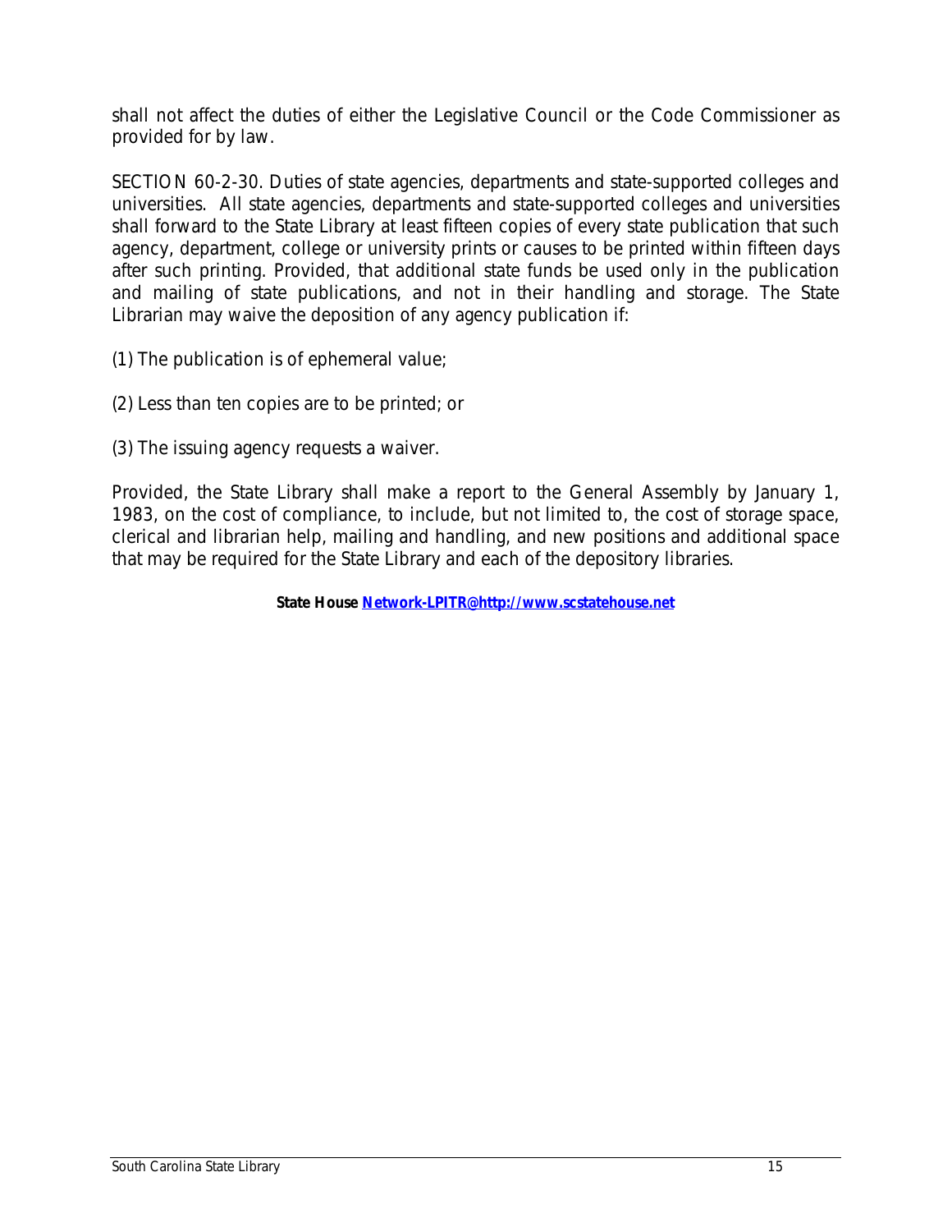shall not affect the duties of either the Legislative Council or the Code Commissioner as provided for by law.

SECTION 60-2-30. Duties of state agencies, departments and state-supported colleges and universities. All state agencies, departments and state-supported colleges and universities shall forward to the State Library at least fifteen copies of every state publication that such agency, department, college or university prints or causes to be printed within fifteen days after such printing. Provided, that additional state funds be used only in the publication and mailing of state publications, and not in their handling and storage. The State Librarian may waive the deposition of any agency publication if:

(1) The publication is of ephemeral value;

(2) Less than ten copies are to be printed; or

(3) The issuing agency requests a waiver.

Provided, the State Library shall make a report to the General Assembly by January 1, 1983, on the cost of compliance, to include, but not limited to, the cost of storage space, clerical and librarian help, mailing and handling, and new positions and additional space that may be required for the State Library and each of the depository libraries.

**State House [Network-LPITR@http://www.scstatehouse.net](http://www.scstatehouse.net)**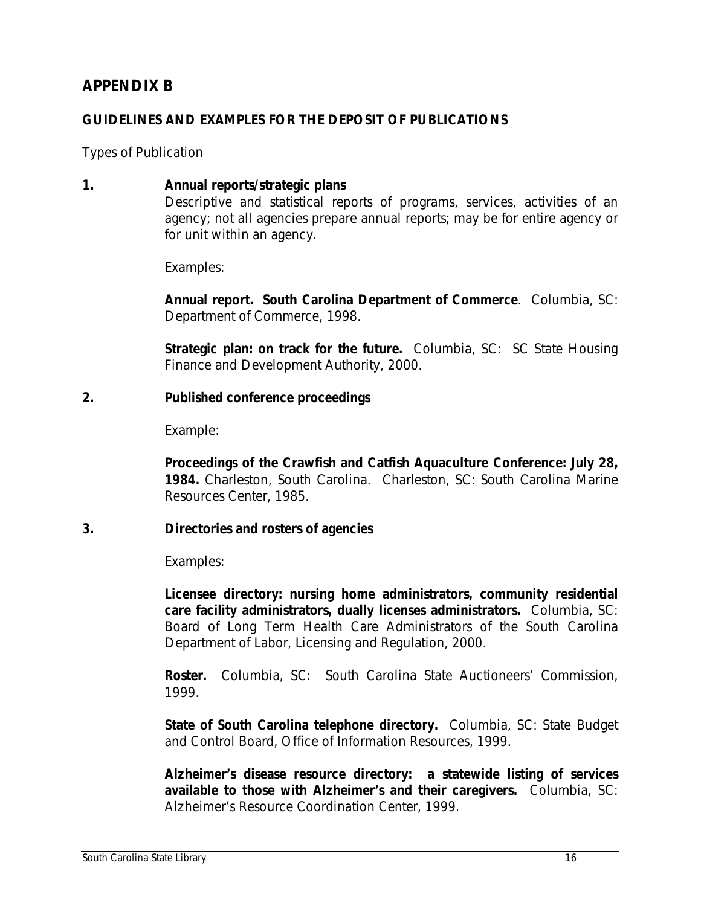## APPENDIX B

### GUIDELINES AND EXAMPLES FOR THE DEPOSIT OF PUBLICATIONS

Types of Publication

**1. Annual reports/strategic plans**

Descriptive and statistical reports of programs, services, activities of an agency; not all agencies prepare annual reports; may be for entire agency or for unit within an agency.

Examples:

**Annual report. South Carolina Department of Commerce**. Columbia, SC: Department of Commerce, 1998.

**Strategic plan: on track for the future.** Columbia, SC: SC State Housing Finance and Development Authority, 2000.

**2. Published conference proceedings**

Example:

**Proceedings of the Crawfish and Catfish Aquaculture Conference: July 28, 1984.** Charleston, South Carolina. Charleston, SC: South Carolina Marine Resources Center, 1985.

**3. Directories and rosters of agencies**

Examples:

**Licensee directory: nursing home administrators, community residential care facility administrators, dually licenses administrators.** Columbia, SC: Board of Long Term Health Care Administrators of the South Carolina Department of Labor, Licensing and Regulation, 2000.

**Roster.** Columbia, SC: South Carolina State Auctioneers' Commission, 1999.

**State of South Carolina telephone directory.** Columbia, SC: State Budget and Control Board, Office of Information Resources, 1999.

**Alzheimer's disease resource directory: a statewide listing of services available to those with Alzheimer's and their caregivers.** Columbia, SC: Alzheimer's Resource Coordination Center, 1999.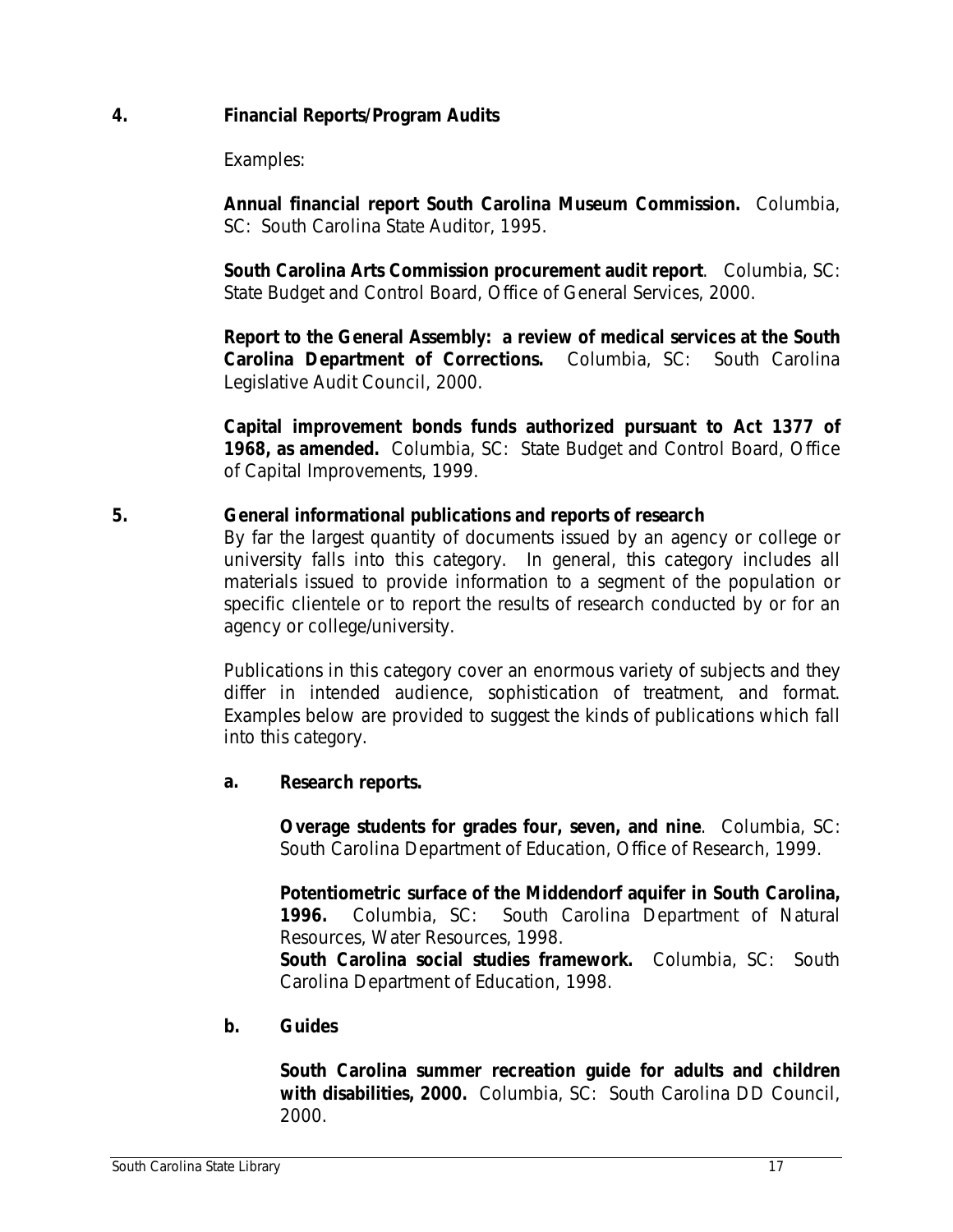## 4. Financial Reports/Program Audits

Examples:

**Annual financial report South Carolina Museum Commission.** Columbia, SC: South Carolina State Auditor, 1995.

**South Carolina Arts Commission procurement audit report**. Columbia, SC: State Budget and Control Board, Office of General Services, 2000.

**Report to the General Assembly: a review of medical services at the South Carolina Department of Corrections.** Columbia, SC: South Carolina Legislative Audit Council, 2000.

**Capital improvement bonds funds authorized pursuant to Act 1377 of 1968, as amended.** Columbia, SC: State Budget and Control Board, Office of Capital Improvements, 1999.

## 5. General informational publications and reports of research

By far the largest quantity of documents issued by an agency or college or university falls into this category. In general, this category includes all materials issued to provide information to a segment of the population or specific clientele or to report the results of research conducted by or for an agency or college/university.

Publications in this category cover an enormous variety of subjects and they differ in intended audience, sophistication of treatment, and format. Examples below are provided to suggest the kinds of publications which fall into this category.

### a. Research reports.

**Overage students for grades four, seven, and nine**. Columbia, SC: South Carolina Department of Education, Office of Research, 1999.

**Potentiometric surface of the Middendorf aquifer in South Carolina, 1996.** Columbia, SC: South Carolina Department of Natural Resources, Water Resources, 1998.

**South Carolina social studies framework.** Columbia, SC: South Carolina Department of Education, 1998.

### b. Guides

**South Carolina summer recreation guide for adults and children with disabilities, 2000.** Columbia, SC: South Carolina DD Council, 2000.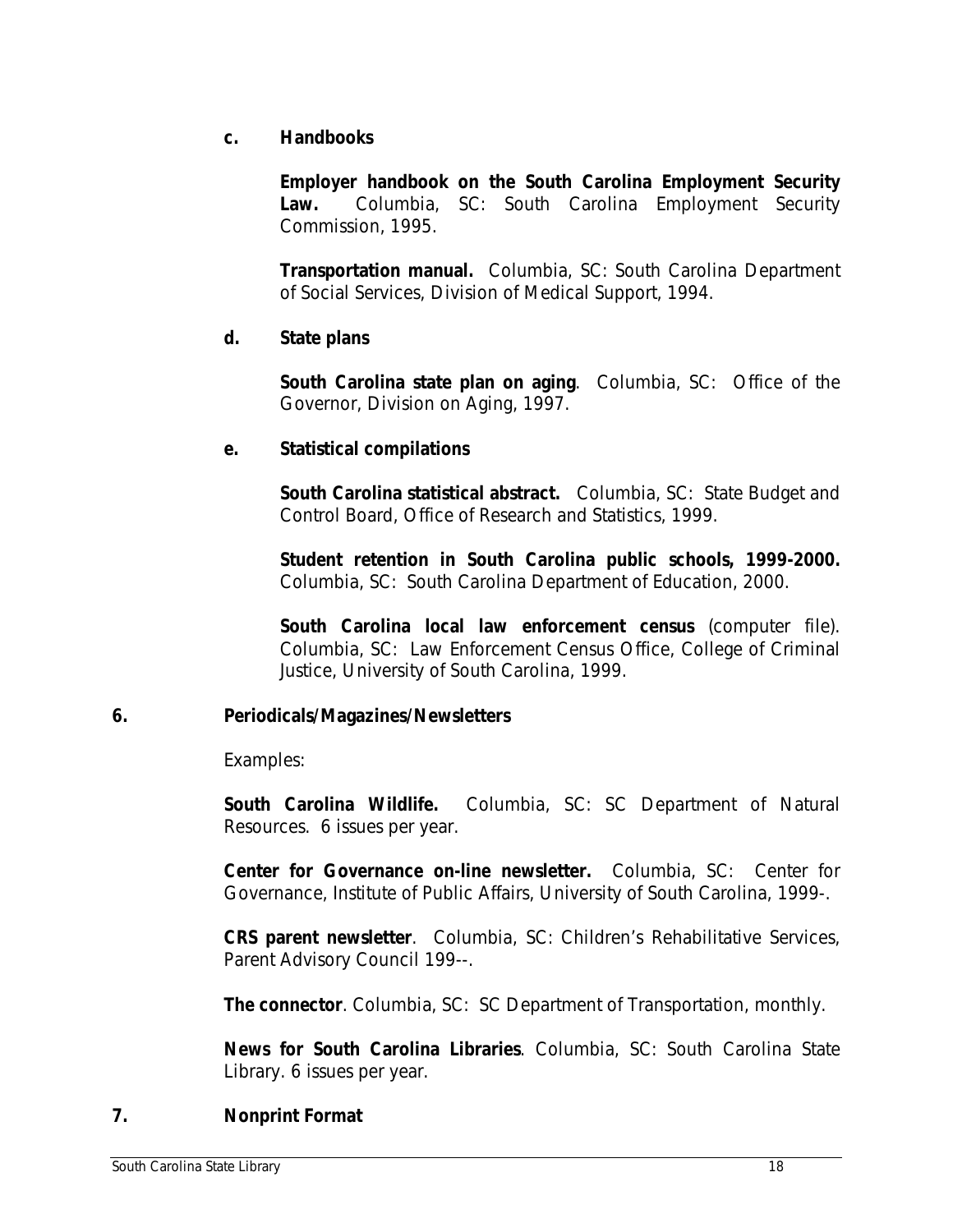**c. Handbooks**

**Employer handbook on the South Carolina Employment Security Law.** Columbia, SC: South Carolina Employment Security Commission, 1995.

**Transportation manual.** Columbia, SC: South Carolina Department of Social Services, Division of Medical Support, 1994.

**d. State plans**

**South Carolina state plan on aging**. Columbia, SC: Office of the Governor, Division on Aging, 1997.

**e. Statistical compilations**

**South Carolina statistical abstract.** Columbia, SC: State Budget and Control Board, Office of Research and Statistics, 1999.

**Student retention in South Carolina public schools, 1999-2000.** Columbia, SC: South Carolina Department of Education, 2000.

**South Carolina local law enforcement census** (computer file). Columbia, SC: Law Enforcement Census Office, College of Criminal Justice, University of South Carolina, 1999.

## 6. Periodicals/Magazines/Newsletters

Examples:

**South Carolina Wildlife.** Columbia, SC: SC Department of Natural Resources. 6 issues per year.

**Center for Governance on-line newsletter.** Columbia, SC: Center for Governance, Institute of Public Affairs, University of South Carolina, 1999-.

**CRS parent newsletter**. Columbia, SC: Children's Rehabilitative Services, Parent Advisory Council 199--.

**The connector**. Columbia, SC: SC Department of Transportation, monthly.

**News for South Carolina Libraries**. Columbia, SC: South Carolina State Library. 6 issues per year.

## 7. Nonprint Format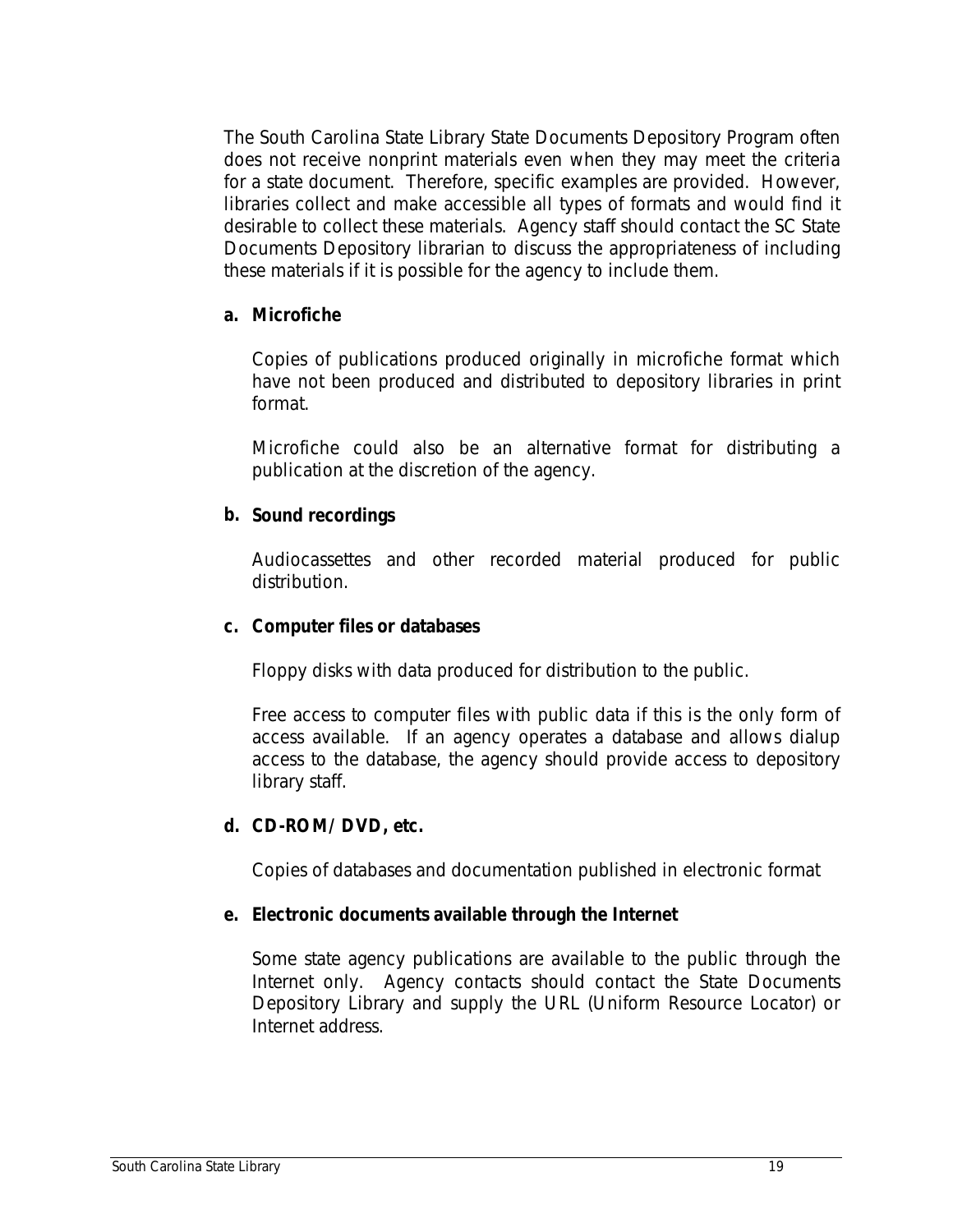The South Carolina State Library State Documents Depository Program often does not receive nonprint materials even when they may meet the criteria for a state document. Therefore, specific examples are provided. However, libraries collect and make accessible all types of formats and would find it desirable to collect these materials. Agency staff should contact the SC State Documents Depository librarian to discuss the appropriateness of including these materials if it is possible for the agency to include them.

**a. Microfiche**

Copies of publications produced originally in microfiche format which have not been produced and distributed to depository libraries in print format.

Microfiche could also be an alternative format for distributing a publication at the discretion of the agency.

**b. Sound recordings**

Audiocassettes and other recorded material produced for public distribution.

**c. Computer files or databases**

Floppy disks with data produced for distribution to the public.

Free access to computer files with public data if this is the only form of access available. If an agency operates a database and allows dialup access to the database, the agency should provide access to depository library staff.

**d. CD-ROM/ DVD, etc.**

Copies of databases and documentation published in electronic format

**e. Electronic documents available through the Internet**

Some state agency publications are available to the public through the Internet only. Agency contacts should contact the State Documents Depository Library and supply the URL (Uniform Resource Locator) or Internet address.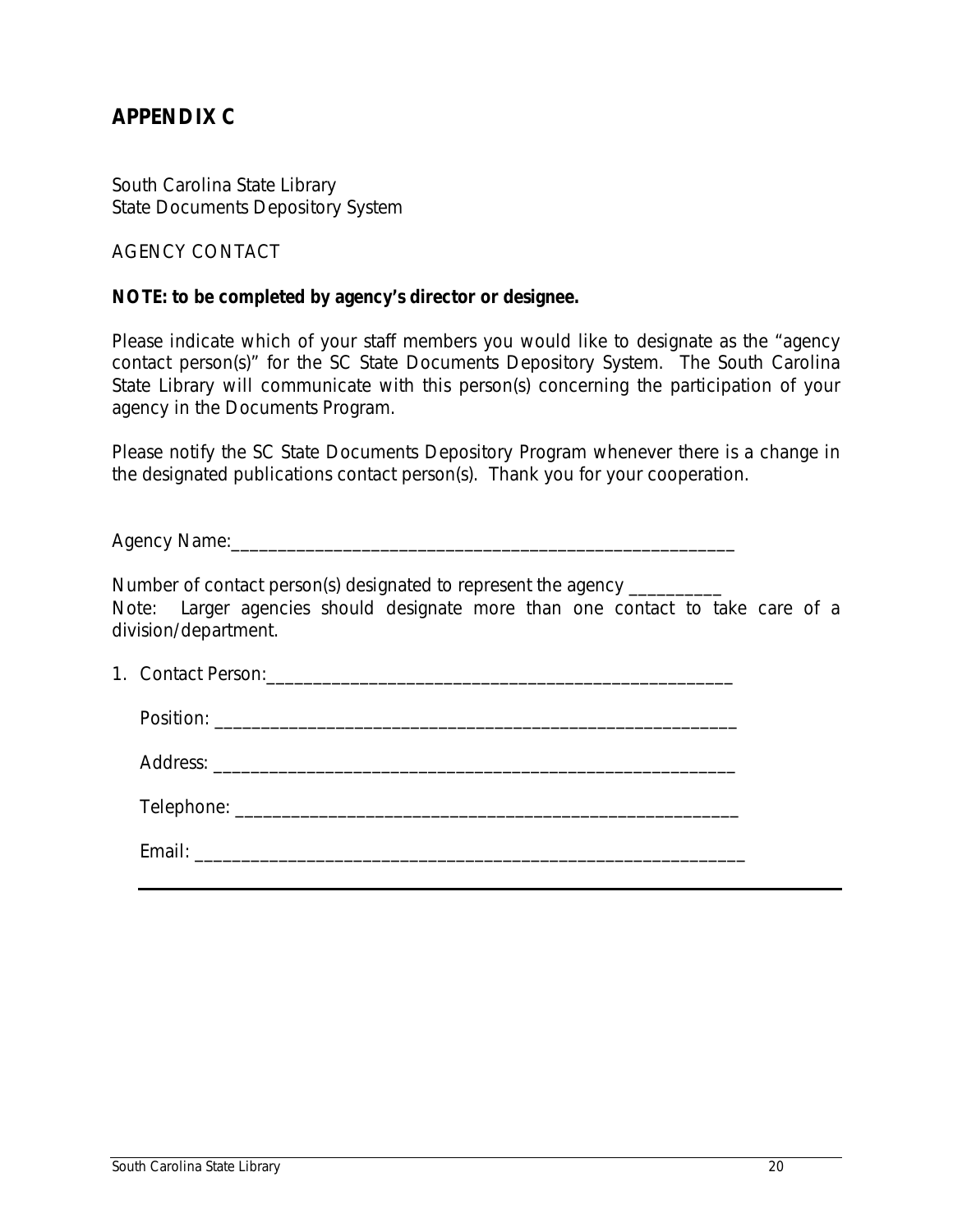## APPENDIX C

South Carolina State Library
State Documents Depository System

AGENCY CONTACT

**NOTE: to be completed by agency's director or designee.**

Please indicate which of your staff members you would like to designate as the "agency contact person(s)" for the SC State Documents Depository System. The South Carolina State Library will communicate with this person(s) concerning the participation of your agency in the Documents Program.

Please notify the SC State Documents Depository Program whenever there is a change in the designated publications contact person(s). Thank you for your cooperation.

Agency Name:_______________________________________________________

Number of contact person(s) designated to represent the agency __________
Note: Larger agencies should designate more than one contact to take care of a division/department.

1. Contact Person:_______________________________________________

   Position: _____________________________________________________

   Address: _____________________________________________________

   Telephone: ___________________________________________________

   Email: _______________________________________________________

---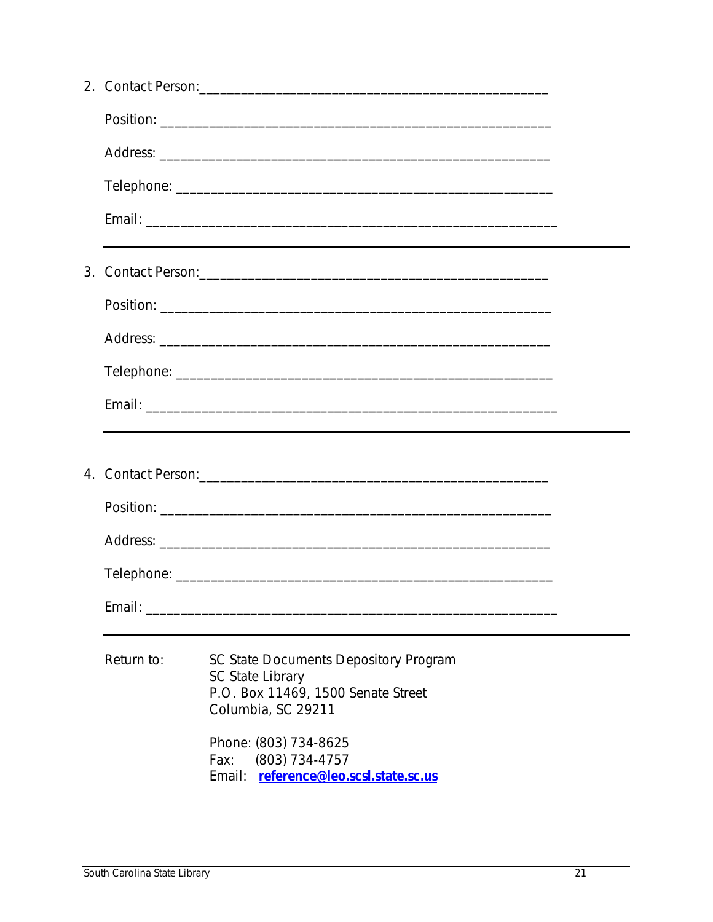2. Contact Person:___________________________________________________

   Position: _______________________________________________________

   Address: _______________________________________________________

   Telephone: _____________________________________________________

   Email: _________________________________________________________

---

3. Contact Person:___________________________________________________

   Position: _______________________________________________________

   Address: _______________________________________________________

   Telephone: _____________________________________________________

   Email: _________________________________________________________

---

4. Contact Person:___________________________________________________

   Position: _______________________________________________________

   Address: _______________________________________________________

   Telephone: _____________________________________________________

   Email: _________________________________________________________

---

Return to: SC State Documents Depository Program
SC State Library
P.O. Box 11469, 1500 Senate Street
Columbia, SC 29211

Phone: (803) 734-8625
Fax: (803) 734-4757
Email: **reference@leo.scsl.state.sc.us**